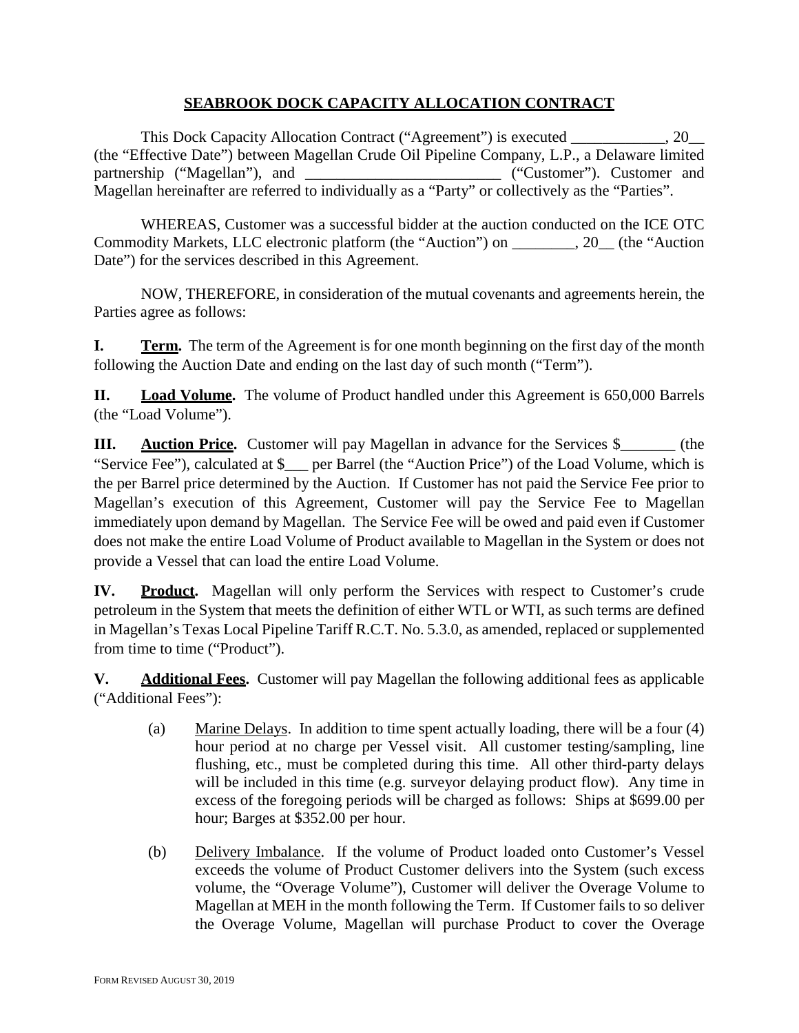# SEABROOK DOCK CAPACITY ALLOCATION CONTRACT

This Dock Capacity Allocation Contract ("Agreement") is executed ____________, 20__ (the "Effective Date") between Magellan Crude Oil Pipeline Company, L.P., a Delaware limited partnership ("Magellan"), and _________________________ ("Customer"). Customer and Magellan hereinafter are referred to individually as a "Party" or collectively as the "Parties".

WHEREAS, Customer was a successful bidder at the auction conducted on the ICE OTC Commodity Markets, LLC electronic platform (the "Auction") on ________, 20__ (the "Auction Date") for the services described in this Agreement.

NOW, THEREFORE, in consideration of the mutual covenants and agreements herein, the Parties agree as follows:

**I. Term.** The term of the Agreement is for one month beginning on the first day of the month following the Auction Date and ending on the last day of such month ("Term").

**II. Load Volume.** The volume of Product handled under this Agreement is 650,000 Barrels (the "Load Volume").

**III. Auction Price.** Customer will pay Magellan in advance for the Services $_______ (the "Service Fee"), calculated at $___ per Barrel (the "Auction Price") of the Load Volume, which is the per Barrel price determined by the Auction. If Customer has not paid the Service Fee prior to Magellan's execution of this Agreement, Customer will pay the Service Fee to Magellan immediately upon demand by Magellan. The Service Fee will be owed and paid even if Customer does not make the entire Load Volume of Product available to Magellan in the System or does not provide a Vessel that can load the entire Load Volume.

**IV. Product.** Magellan will only perform the Services with respect to Customer's crude petroleum in the System that meets the definition of either WTL or WTI, as such terms are defined in Magellan's Texas Local Pipeline Tariff R.C.T. No. 5.3.0, as amended, replaced or supplemented from time to time ("Product").

**V. Additional Fees.** Customer will pay Magellan the following additional fees as applicable ("Additional Fees"):

(a) Marine Delays. In addition to time spent actually loading, there will be a four (4) hour period at no charge per Vessel visit. All customer testing/sampling, line flushing, etc., must be completed during this time. All other third-party delays will be included in this time (e.g. surveyor delaying product flow). Any time in excess of the foregoing periods will be charged as follows: Ships at $699.00 per hour; Barges at $352.00 per hour.

(b) Delivery Imbalance. If the volume of Product loaded onto Customer's Vessel exceeds the volume of Product Customer delivers into the System (such excess volume, the "Overage Volume"), Customer will deliver the Overage Volume to Magellan at MEH in the month following the Term. If Customer fails to so deliver the Overage Volume, Magellan will purchase Product to cover the Overage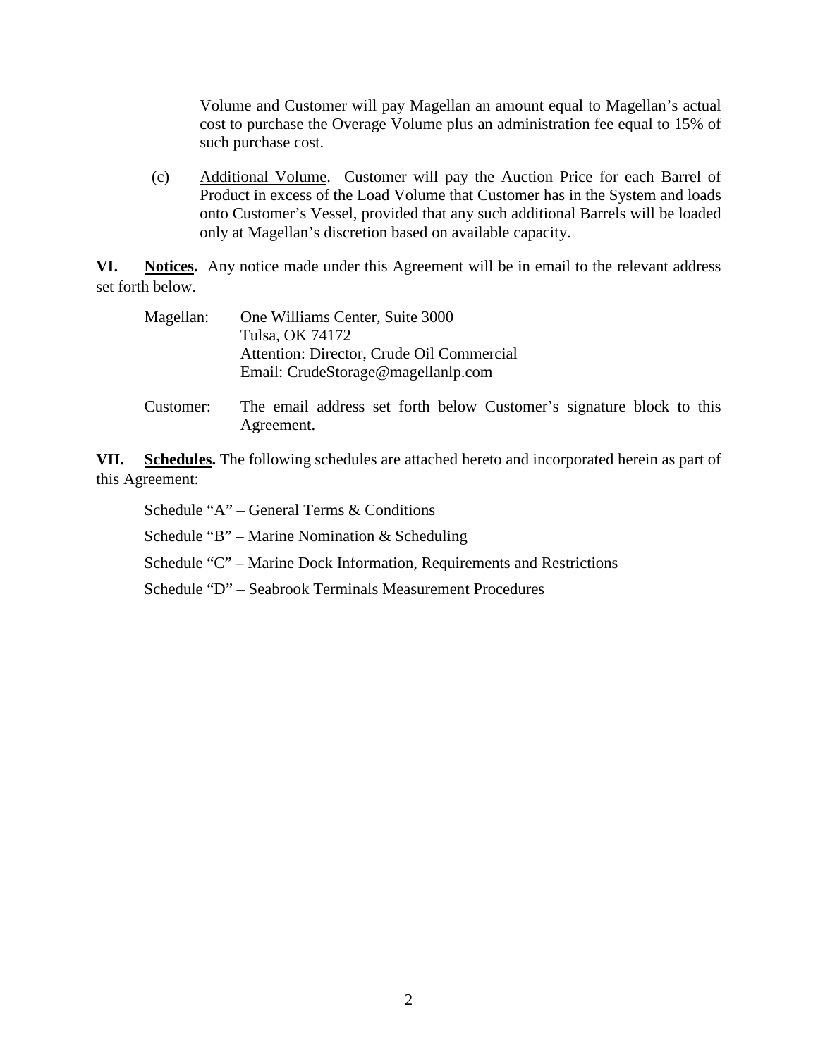Volume and Customer will pay Magellan an amount equal to Magellan's actual cost to purchase the Overage Volume plus an administration fee equal to 15% of such purchase cost.

(c) Additional Volume. Customer will pay the Auction Price for each Barrel of Product in excess of the Load Volume that Customer has in the System and loads onto Customer's Vessel, provided that any such additional Barrels will be loaded only at Magellan's discretion based on available capacity.

**VI. Notices.** Any notice made under this Agreement will be in email to the relevant address set forth below.

Magellan: One Williams Center, Suite 3000
Tulsa, OK 74172
Attention: Director, Crude Oil Commercial
Email: CrudeStorage@magellanlp.com

Customer: The email address set forth below Customer's signature block to this Agreement.

**VII. Schedules.** The following schedules are attached hereto and incorporated herein as part of this Agreement:

Schedule "A" – General Terms & Conditions

Schedule "B" – Marine Nomination & Scheduling

Schedule "C" – Marine Dock Information, Requirements and Restrictions

Schedule "D" – Seabrook Terminals Measurement Procedures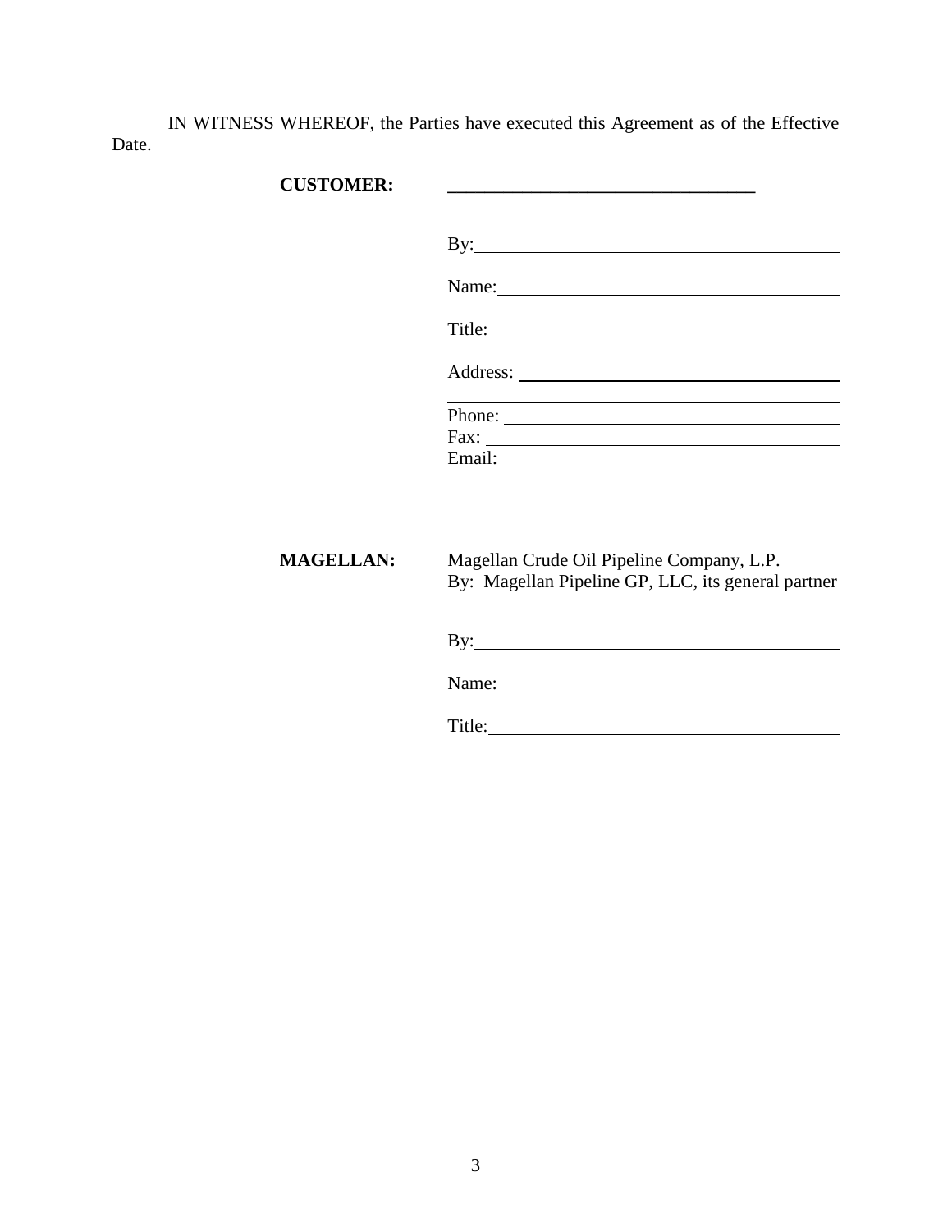IN WITNESS WHEREOF, the Parties have executed this Agreement as of the Effective Date.

**CUSTOMER:** \_\_\_\_\_\_\_\_\_\_\_\_\_\_\_\_\_\_\_\_\_\_\_\_\_\_\_\_\_\_\_\_\_\_

By: \_\_\_\_\_\_\_\_\_\_\_\_\_\_\_\_\_\_\_\_\_\_\_\_\_\_\_\_\_\_\_\_\_\_

Name: \_\_\_\_\_\_\_\_\_\_\_\_\_\_\_\_\_\_\_\_\_\_\_\_\_\_\_\_\_\_\_\_

Title: \_\_\_\_\_\_\_\_\_\_\_\_\_\_\_\_\_\_\_\_\_\_\_\_\_\_\_\_\_\_\_\_\_

Address: \_\_\_\_\_\_\_\_\_\_\_\_\_\_\_\_\_\_\_\_\_\_\_\_\_\_\_\_\_\_\_

\_\_\_\_\_\_\_\_\_\_\_\_\_\_\_\_\_\_\_\_\_\_\_\_\_\_\_\_\_\_\_\_\_\_\_\_\_\_

Phone: \_\_\_\_\_\_\_\_\_\_\_\_\_\_\_\_\_\_\_\_\_\_\_\_\_\_\_\_\_\_\_\_

Fax: \_\_\_\_\_\_\_\_\_\_\_\_\_\_\_\_\_\_\_\_\_\_\_\_\_\_\_\_\_\_\_\_\_\_

Email: \_\_\_\_\_\_\_\_\_\_\_\_\_\_\_\_\_\_\_\_\_\_\_\_\_\_\_\_\_\_\_\_

**MAGELLAN:** Magellan Crude Oil Pipeline Company, L.P.
By: Magellan Pipeline GP, LLC, its general partner

By: \_\_\_\_\_\_\_\_\_\_\_\_\_\_\_\_\_\_\_\_\_\_\_\_\_\_\_\_\_\_\_\_\_\_

Name: \_\_\_\_\_\_\_\_\_\_\_\_\_\_\_\_\_\_\_\_\_\_\_\_\_\_\_\_\_\_\_\_

Title: \_\_\_\_\_\_\_\_\_\_\_\_\_\_\_\_\_\_\_\_\_\_\_\_\_\_\_\_\_\_\_\_\_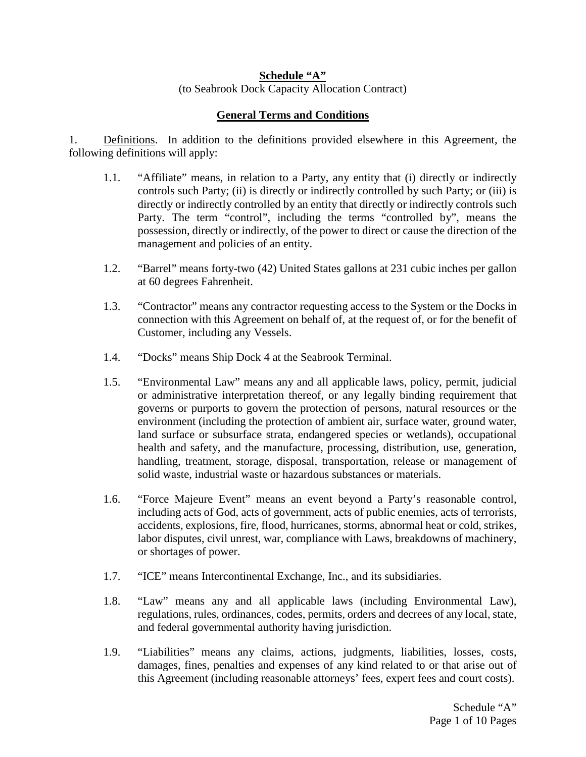**Schedule "A"**

(to Seabrook Dock Capacity Allocation Contract)

**General Terms and Conditions**

1. Definitions. In addition to the definitions provided elsewhere in this Agreement, the following definitions will apply:

1.1. "Affiliate" means, in relation to a Party, any entity that (i) directly or indirectly controls such Party; (ii) is directly or indirectly controlled by such Party; or (iii) is directly or indirectly controlled by an entity that directly or indirectly controls such Party. The term "control", including the terms "controlled by", means the possession, directly or indirectly, of the power to direct or cause the direction of the management and policies of an entity.

1.2. "Barrel" means forty-two (42) United States gallons at 231 cubic inches per gallon at 60 degrees Fahrenheit.

1.3. "Contractor" means any contractor requesting access to the System or the Docks in connection with this Agreement on behalf of, at the request of, or for the benefit of Customer, including any Vessels.

1.4. "Docks" means Ship Dock 4 at the Seabrook Terminal.

1.5. "Environmental Law" means any and all applicable laws, policy, permit, judicial or administrative interpretation thereof, or any legally binding requirement that governs or purports to govern the protection of persons, natural resources or the environment (including the protection of ambient air, surface water, ground water, land surface or subsurface strata, endangered species or wetlands), occupational health and safety, and the manufacture, processing, distribution, use, generation, handling, treatment, storage, disposal, transportation, release or management of solid waste, industrial waste or hazardous substances or materials.

1.6. "Force Majeure Event" means an event beyond a Party's reasonable control, including acts of God, acts of government, acts of public enemies, acts of terrorists, accidents, explosions, fire, flood, hurricanes, storms, abnormal heat or cold, strikes, labor disputes, civil unrest, war, compliance with Laws, breakdowns of machinery, or shortages of power.

1.7. "ICE" means Intercontinental Exchange, Inc., and its subsidiaries.

1.8. "Law" means any and all applicable laws (including Environmental Law), regulations, rules, ordinances, codes, permits, orders and decrees of any local, state, and federal governmental authority having jurisdiction.

1.9. "Liabilities" means any claims, actions, judgments, liabilities, losses, costs, damages, fines, penalties and expenses of any kind related to or that arise out of this Agreement (including reasonable attorneys' fees, expert fees and court costs).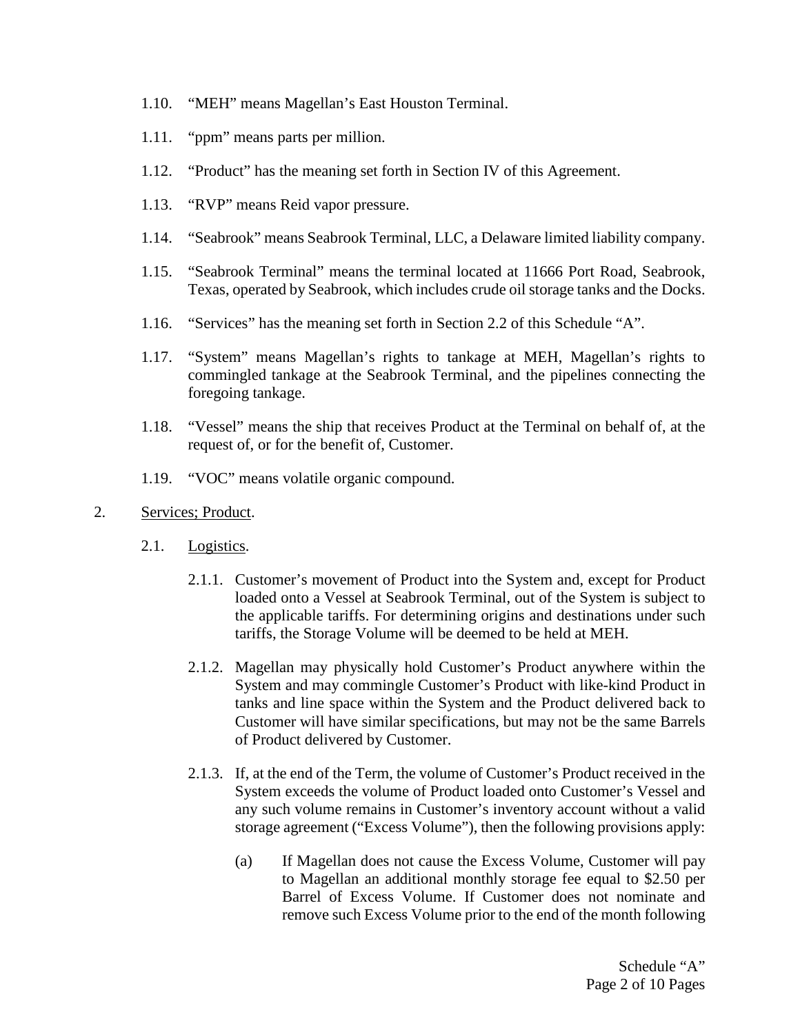1.10. "MEH" means Magellan's East Houston Terminal.

1.11. "ppm" means parts per million.

1.12. "Product" has the meaning set forth in Section IV of this Agreement.

1.13. "RVP" means Reid vapor pressure.

1.14. "Seabrook" means Seabrook Terminal, LLC, a Delaware limited liability company.

1.15. "Seabrook Terminal" means the terminal located at 11666 Port Road, Seabrook, Texas, operated by Seabrook, which includes crude oil storage tanks and the Docks.

1.16. "Services" has the meaning set forth in Section 2.2 of this Schedule "A".

1.17. "System" means Magellan's rights to tankage at MEH, Magellan's rights to commingled tankage at the Seabrook Terminal, and the pipelines connecting the foregoing tankage.

1.18. "Vessel" means the ship that receives Product at the Terminal on behalf of, at the request of, or for the benefit of, Customer.

1.19. "VOC" means volatile organic compound.

2. Services; Product.

2.1. Logistics.

2.1.1. Customer's movement of Product into the System and, except for Product loaded onto a Vessel at Seabrook Terminal, out of the System is subject to the applicable tariffs. For determining origins and destinations under such tariffs, the Storage Volume will be deemed to be held at MEH.

2.1.2. Magellan may physically hold Customer's Product anywhere within the System and may commingle Customer's Product with like-kind Product in tanks and line space within the System and the Product delivered back to Customer will have similar specifications, but may not be the same Barrels of Product delivered by Customer.

2.1.3. If, at the end of the Term, the volume of Customer's Product received in the System exceeds the volume of Product loaded onto Customer's Vessel and any such volume remains in Customer's inventory account without a valid storage agreement ("Excess Volume"), then the following provisions apply:

(a) If Magellan does not cause the Excess Volume, Customer will pay to Magellan an additional monthly storage fee equal to $2.50 per Barrel of Excess Volume. If Customer does not nominate and remove such Excess Volume prior to the end of the month following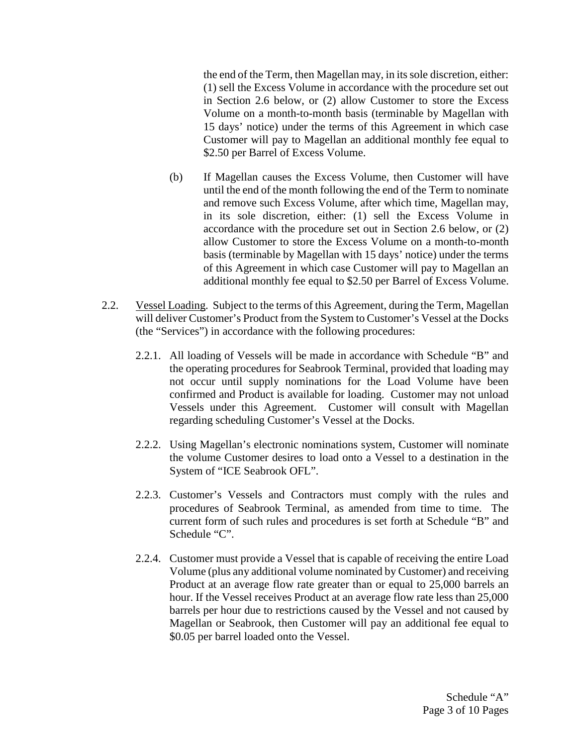the end of the Term, then Magellan may, in its sole discretion, either: (1) sell the Excess Volume in accordance with the procedure set out in Section 2.6 below, or (2) allow Customer to store the Excess Volume on a month-to-month basis (terminable by Magellan with 15 days' notice) under the terms of this Agreement in which case Customer will pay to Magellan an additional monthly fee equal to $2.50 per Barrel of Excess Volume.

(b) If Magellan causes the Excess Volume, then Customer will have until the end of the month following the end of the Term to nominate and remove such Excess Volume, after which time, Magellan may, in its sole discretion, either: (1) sell the Excess Volume in accordance with the procedure set out in Section 2.6 below, or (2) allow Customer to store the Excess Volume on a month-to-month basis (terminable by Magellan with 15 days' notice) under the terms of this Agreement in which case Customer will pay to Magellan an additional monthly fee equal to $2.50 per Barrel of Excess Volume.

2.2. Vessel Loading. Subject to the terms of this Agreement, during the Term, Magellan will deliver Customer's Product from the System to Customer's Vessel at the Docks (the "Services") in accordance with the following procedures:

2.2.1. All loading of Vessels will be made in accordance with Schedule "B" and the operating procedures for Seabrook Terminal, provided that loading may not occur until supply nominations for the Load Volume have been confirmed and Product is available for loading. Customer may not unload Vessels under this Agreement. Customer will consult with Magellan regarding scheduling Customer's Vessel at the Docks.

2.2.2. Using Magellan's electronic nominations system, Customer will nominate the volume Customer desires to load onto a Vessel to a destination in the System of "ICE Seabrook OFL".

2.2.3. Customer's Vessels and Contractors must comply with the rules and procedures of Seabrook Terminal, as amended from time to time. The current form of such rules and procedures is set forth at Schedule "B" and Schedule "C".

2.2.4. Customer must provide a Vessel that is capable of receiving the entire Load Volume (plus any additional volume nominated by Customer) and receiving Product at an average flow rate greater than or equal to 25,000 barrels an hour. If the Vessel receives Product at an average flow rate less than 25,000 barrels per hour due to restrictions caused by the Vessel and not caused by Magellan or Seabrook, then Customer will pay an additional fee equal to $0.05 per barrel loaded onto the Vessel.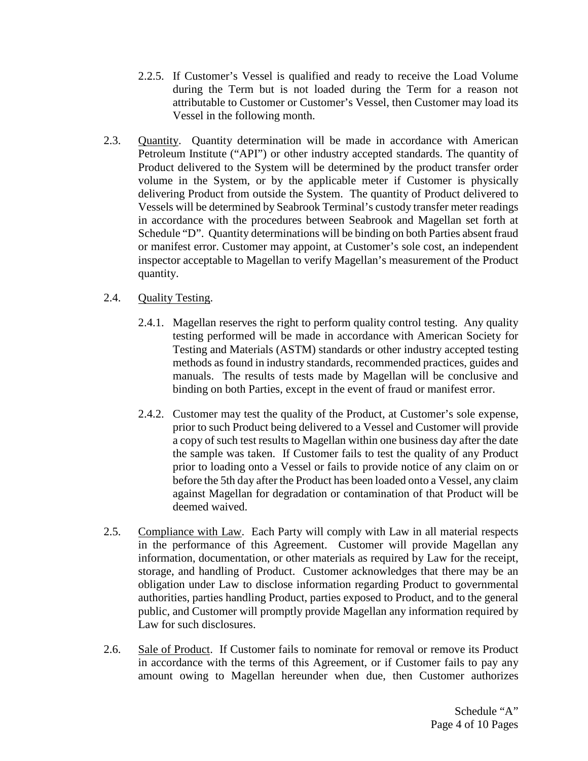2.2.5. If Customer's Vessel is qualified and ready to receive the Load Volume during the Term but is not loaded during the Term for a reason not attributable to Customer or Customer's Vessel, then Customer may load its Vessel in the following month.

2.3. Quantity. Quantity determination will be made in accordance with American Petroleum Institute ("API") or other industry accepted standards. The quantity of Product delivered to the System will be determined by the product transfer order volume in the System, or by the applicable meter if Customer is physically delivering Product from outside the System. The quantity of Product delivered to Vessels will be determined by Seabrook Terminal's custody transfer meter readings in accordance with the procedures between Seabrook and Magellan set forth at Schedule "D". Quantity determinations will be binding on both Parties absent fraud or manifest error. Customer may appoint, at Customer's sole cost, an independent inspector acceptable to Magellan to verify Magellan's measurement of the Product quantity.

2.4. Quality Testing.

2.4.1. Magellan reserves the right to perform quality control testing. Any quality testing performed will be made in accordance with American Society for Testing and Materials (ASTM) standards or other industry accepted testing methods as found in industry standards, recommended practices, guides and manuals. The results of tests made by Magellan will be conclusive and binding on both Parties, except in the event of fraud or manifest error.

2.4.2. Customer may test the quality of the Product, at Customer's sole expense, prior to such Product being delivered to a Vessel and Customer will provide a copy of such test results to Magellan within one business day after the date the sample was taken. If Customer fails to test the quality of any Product prior to loading onto a Vessel or fails to provide notice of any claim on or before the 5th day after the Product has been loaded onto a Vessel, any claim against Magellan for degradation or contamination of that Product will be deemed waived.

2.5. Compliance with Law. Each Party will comply with Law in all material respects in the performance of this Agreement. Customer will provide Magellan any information, documentation, or other materials as required by Law for the receipt, storage, and handling of Product. Customer acknowledges that there may be an obligation under Law to disclose information regarding Product to governmental authorities, parties handling Product, parties exposed to Product, and to the general public, and Customer will promptly provide Magellan any information required by Law for such disclosures.

2.6. Sale of Product. If Customer fails to nominate for removal or remove its Product in accordance with the terms of this Agreement, or if Customer fails to pay any amount owing to Magellan hereunder when due, then Customer authorizes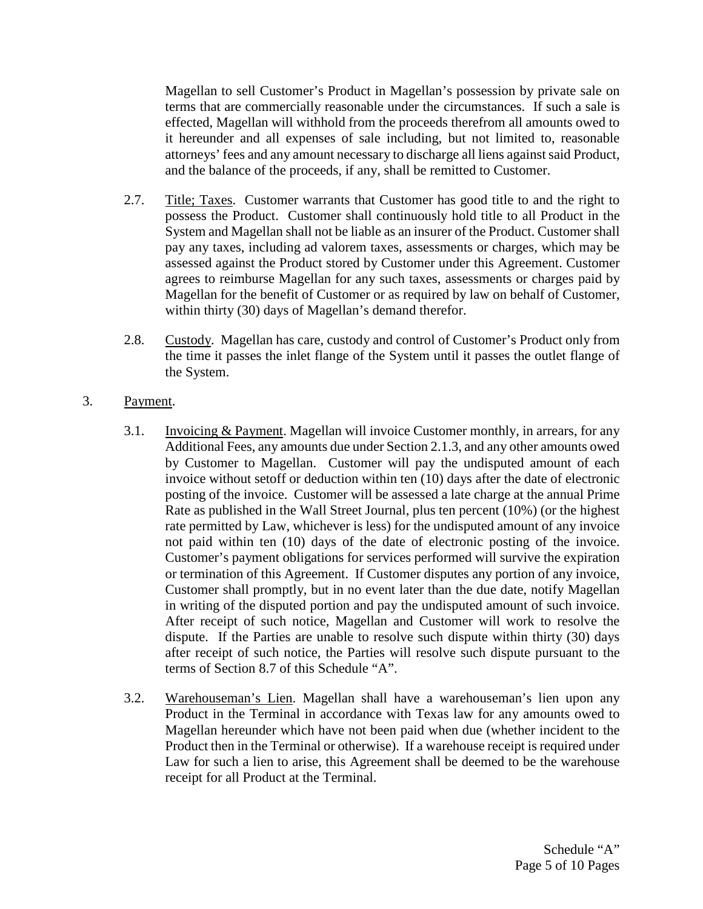Magellan to sell Customer's Product in Magellan's possession by private sale on terms that are commercially reasonable under the circumstances. If such a sale is effected, Magellan will withhold from the proceeds therefrom all amounts owed to it hereunder and all expenses of sale including, but not limited to, reasonable attorneys' fees and any amount necessary to discharge all liens against said Product, and the balance of the proceeds, if any, shall be remitted to Customer.

2.7. Title; Taxes. Customer warrants that Customer has good title to and the right to possess the Product. Customer shall continuously hold title to all Product in the System and Magellan shall not be liable as an insurer of the Product. Customer shall pay any taxes, including ad valorem taxes, assessments or charges, which may be assessed against the Product stored by Customer under this Agreement. Customer agrees to reimburse Magellan for any such taxes, assessments or charges paid by Magellan for the benefit of Customer or as required by law on behalf of Customer, within thirty (30) days of Magellan's demand therefor.

2.8. Custody. Magellan has care, custody and control of Customer's Product only from the time it passes the inlet flange of the System until it passes the outlet flange of the System.

3. Payment.

3.1. Invoicing & Payment. Magellan will invoice Customer monthly, in arrears, for any Additional Fees, any amounts due under Section 2.1.3, and any other amounts owed by Customer to Magellan. Customer will pay the undisputed amount of each invoice without setoff or deduction within ten (10) days after the date of electronic posting of the invoice. Customer will be assessed a late charge at the annual Prime Rate as published in the Wall Street Journal, plus ten percent (10%) (or the highest rate permitted by Law, whichever is less) for the undisputed amount of any invoice not paid within ten (10) days of the date of electronic posting of the invoice. Customer's payment obligations for services performed will survive the expiration or termination of this Agreement. If Customer disputes any portion of any invoice, Customer shall promptly, but in no event later than the due date, notify Magellan in writing of the disputed portion and pay the undisputed amount of such invoice. After receipt of such notice, Magellan and Customer will work to resolve the dispute. If the Parties are unable to resolve such dispute within thirty (30) days after receipt of such notice, the Parties will resolve such dispute pursuant to the terms of Section 8.7 of this Schedule "A".

3.2. Warehouseman's Lien. Magellan shall have a warehouseman's lien upon any Product in the Terminal in accordance with Texas law for any amounts owed to Magellan hereunder which have not been paid when due (whether incident to the Product then in the Terminal or otherwise). If a warehouse receipt is required under Law for such a lien to arise, this Agreement shall be deemed to be the warehouse receipt for all Product at the Terminal.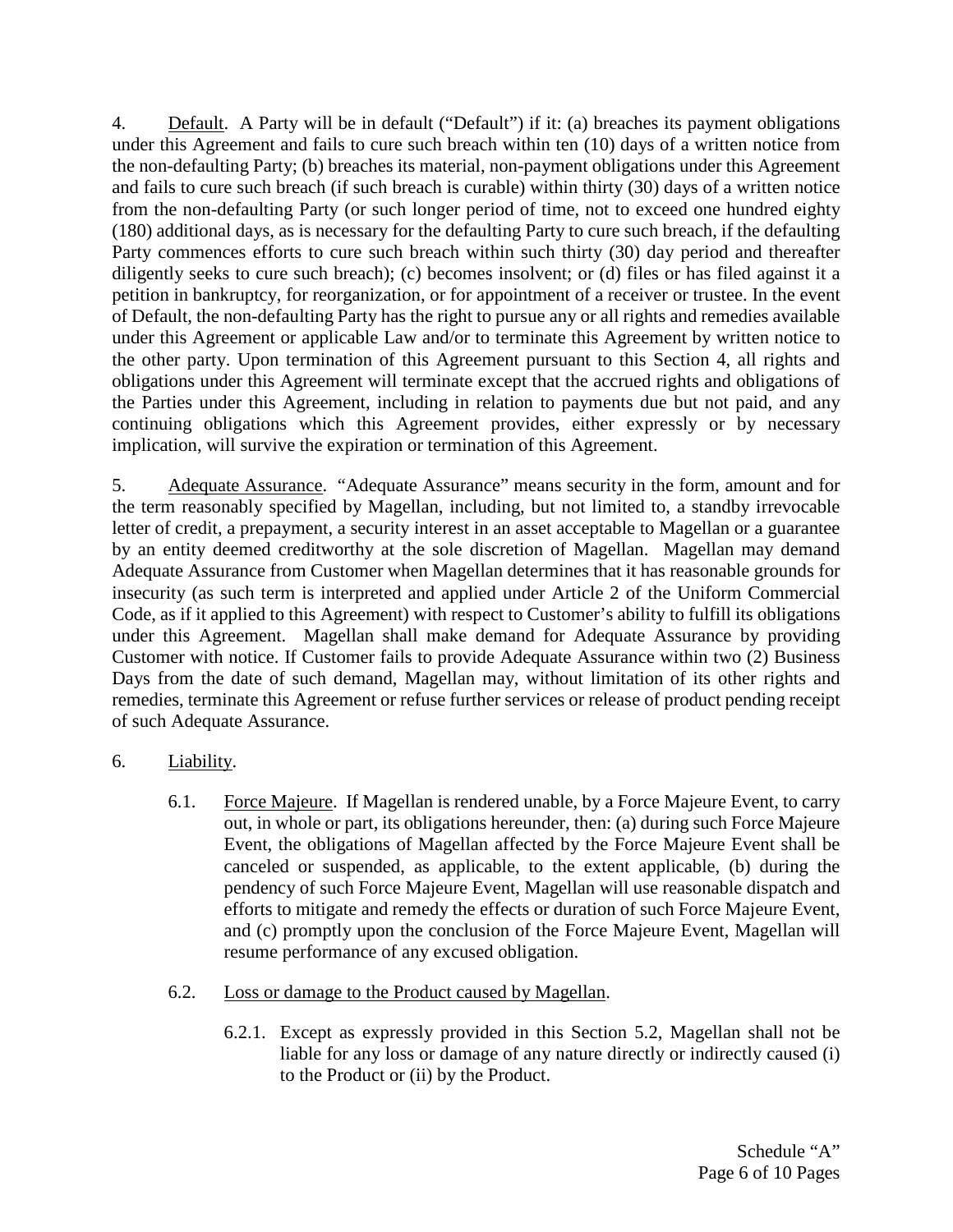4. Default. A Party will be in default ("Default") if it: (a) breaches its payment obligations under this Agreement and fails to cure such breach within ten (10) days of a written notice from the non-defaulting Party; (b) breaches its material, non-payment obligations under this Agreement and fails to cure such breach (if such breach is curable) within thirty (30) days of a written notice from the non-defaulting Party (or such longer period of time, not to exceed one hundred eighty (180) additional days, as is necessary for the defaulting Party to cure such breach, if the defaulting Party commences efforts to cure such breach within such thirty (30) day period and thereafter diligently seeks to cure such breach); (c) becomes insolvent; or (d) files or has filed against it a petition in bankruptcy, for reorganization, or for appointment of a receiver or trustee. In the event of Default, the non-defaulting Party has the right to pursue any or all rights and remedies available under this Agreement or applicable Law and/or to terminate this Agreement by written notice to the other party. Upon termination of this Agreement pursuant to this Section 4, all rights and obligations under this Agreement will terminate except that the accrued rights and obligations of the Parties under this Agreement, including in relation to payments due but not paid, and any continuing obligations which this Agreement provides, either expressly or by necessary implication, will survive the expiration or termination of this Agreement.

5. Adequate Assurance. "Adequate Assurance" means security in the form, amount and for the term reasonably specified by Magellan, including, but not limited to, a standby irrevocable letter of credit, a prepayment, a security interest in an asset acceptable to Magellan or a guarantee by an entity deemed creditworthy at the sole discretion of Magellan. Magellan may demand Adequate Assurance from Customer when Magellan determines that it has reasonable grounds for insecurity (as such term is interpreted and applied under Article 2 of the Uniform Commercial Code, as if it applied to this Agreement) with respect to Customer's ability to fulfill its obligations under this Agreement. Magellan shall make demand for Adequate Assurance by providing Customer with notice. If Customer fails to provide Adequate Assurance within two (2) Business Days from the date of such demand, Magellan may, without limitation of its other rights and remedies, terminate this Agreement or refuse further services or release of product pending receipt of such Adequate Assurance.

6. Liability.

6.1. Force Majeure. If Magellan is rendered unable, by a Force Majeure Event, to carry out, in whole or part, its obligations hereunder, then: (a) during such Force Majeure Event, the obligations of Magellan affected by the Force Majeure Event shall be canceled or suspended, as applicable, to the extent applicable, (b) during the pendency of such Force Majeure Event, Magellan will use reasonable dispatch and efforts to mitigate and remedy the effects or duration of such Force Majeure Event, and (c) promptly upon the conclusion of the Force Majeure Event, Magellan will resume performance of any excused obligation.

6.2. Loss or damage to the Product caused by Magellan.

6.2.1. Except as expressly provided in this Section 5.2, Magellan shall not be liable for any loss or damage of any nature directly or indirectly caused (i) to the Product or (ii) by the Product.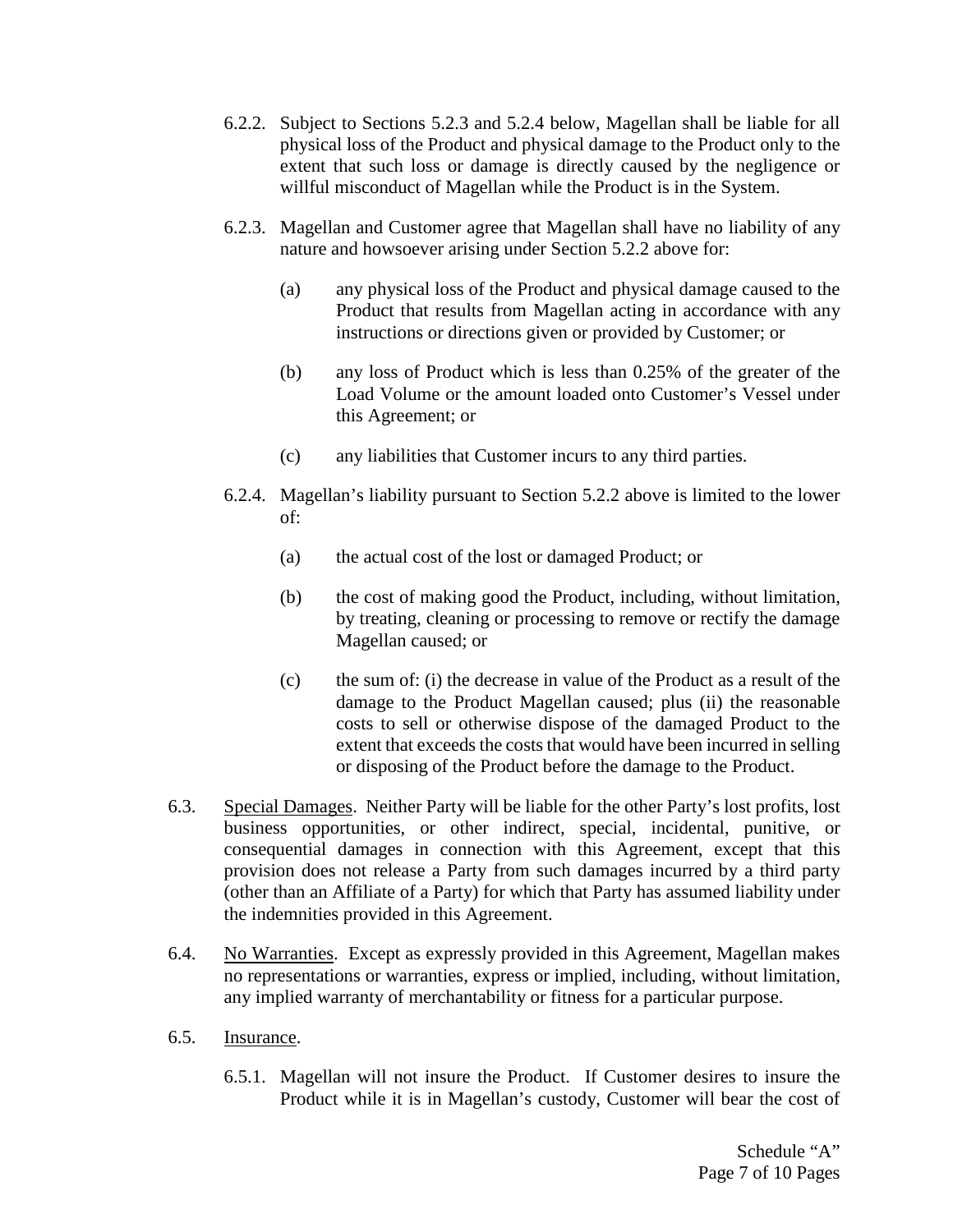6.2.2. Subject to Sections 5.2.3 and 5.2.4 below, Magellan shall be liable for all physical loss of the Product and physical damage to the Product only to the extent that such loss or damage is directly caused by the negligence or willful misconduct of Magellan while the Product is in the System.

6.2.3. Magellan and Customer agree that Magellan shall have no liability of any nature and howsoever arising under Section 5.2.2 above for:

(a) any physical loss of the Product and physical damage caused to the Product that results from Magellan acting in accordance with any instructions or directions given or provided by Customer; or

(b) any loss of Product which is less than 0.25% of the greater of the Load Volume or the amount loaded onto Customer's Vessel under this Agreement; or

(c) any liabilities that Customer incurs to any third parties.

6.2.4. Magellan's liability pursuant to Section 5.2.2 above is limited to the lower of:

(a) the actual cost of the lost or damaged Product; or

(b) the cost of making good the Product, including, without limitation, by treating, cleaning or processing to remove or rectify the damage Magellan caused; or

(c) the sum of: (i) the decrease in value of the Product as a result of the damage to the Product Magellan caused; plus (ii) the reasonable costs to sell or otherwise dispose of the damaged Product to the extent that exceeds the costs that would have been incurred in selling or disposing of the Product before the damage to the Product.

6.3. Special Damages. Neither Party will be liable for the other Party's lost profits, lost business opportunities, or other indirect, special, incidental, punitive, or consequential damages in connection with this Agreement, except that this provision does not release a Party from such damages incurred by a third party (other than an Affiliate of a Party) for which that Party has assumed liability under the indemnities provided in this Agreement.

6.4. No Warranties. Except as expressly provided in this Agreement, Magellan makes no representations or warranties, express or implied, including, without limitation, any implied warranty of merchantability or fitness for a particular purpose.

6.5. Insurance.

6.5.1. Magellan will not insure the Product. If Customer desires to insure the Product while it is in Magellan's custody, Customer will bear the cost of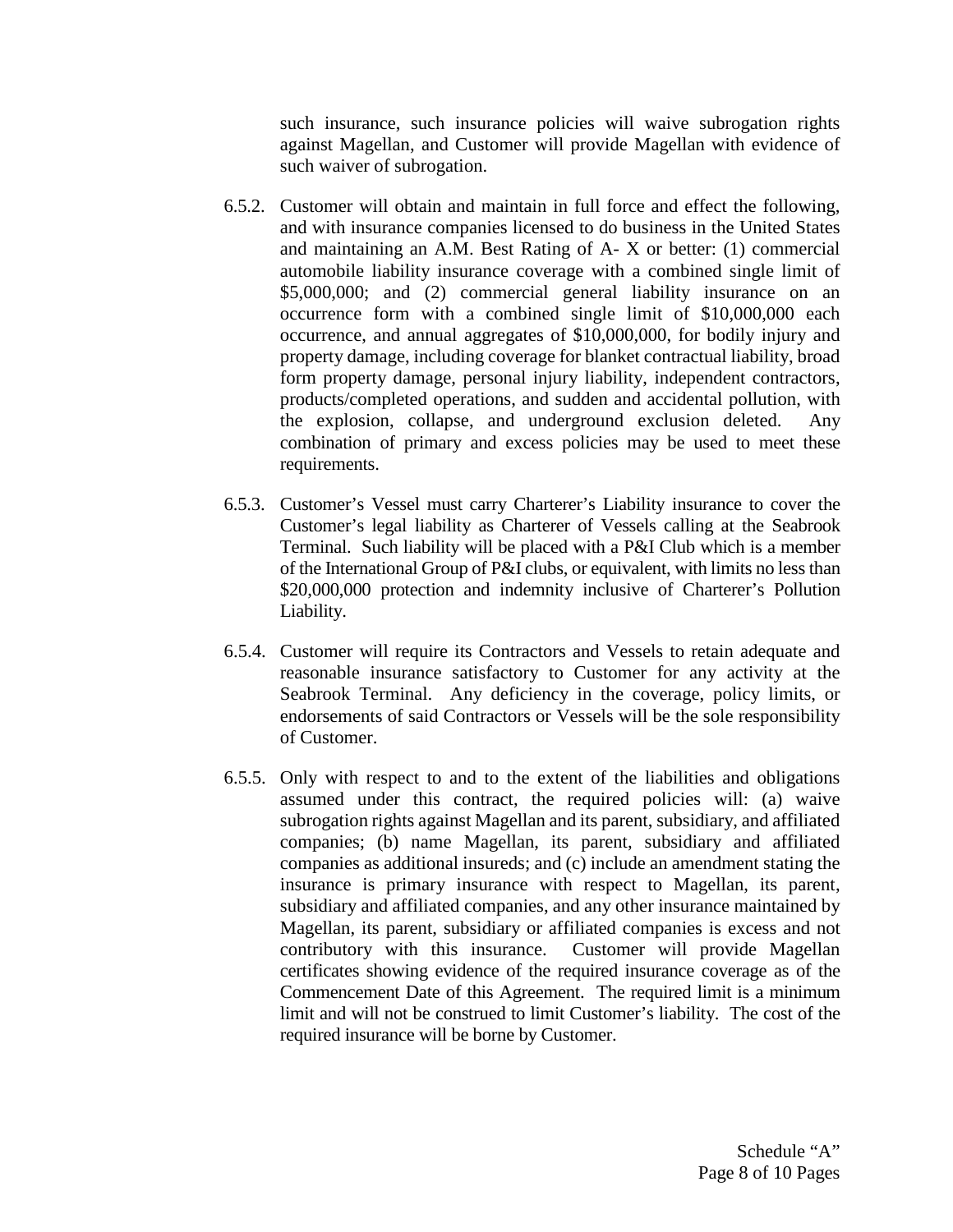such insurance, such insurance policies will waive subrogation rights against Magellan, and Customer will provide Magellan with evidence of such waiver of subrogation.

6.5.2. Customer will obtain and maintain in full force and effect the following, and with insurance companies licensed to do business in the United States and maintaining an A.M. Best Rating of A- X or better: (1) commercial automobile liability insurance coverage with a combined single limit of $5,000,000; and (2) commercial general liability insurance on an occurrence form with a combined single limit of $10,000,000 each occurrence, and annual aggregates of $10,000,000, for bodily injury and property damage, including coverage for blanket contractual liability, broad form property damage, personal injury liability, independent contractors, products/completed operations, and sudden and accidental pollution, with the explosion, collapse, and underground exclusion deleted. Any combination of primary and excess policies may be used to meet these requirements.

6.5.3. Customer's Vessel must carry Charterer's Liability insurance to cover the Customer's legal liability as Charterer of Vessels calling at the Seabrook Terminal. Such liability will be placed with a P&I Club which is a member of the International Group of P&I clubs, or equivalent, with limits no less than $20,000,000 protection and indemnity inclusive of Charterer's Pollution Liability.

6.5.4. Customer will require its Contractors and Vessels to retain adequate and reasonable insurance satisfactory to Customer for any activity at the Seabrook Terminal. Any deficiency in the coverage, policy limits, or endorsements of said Contractors or Vessels will be the sole responsibility of Customer.

6.5.5. Only with respect to and to the extent of the liabilities and obligations assumed under this contract, the required policies will: (a) waive subrogation rights against Magellan and its parent, subsidiary, and affiliated companies; (b) name Magellan, its parent, subsidiary and affiliated companies as additional insureds; and (c) include an amendment stating the insurance is primary insurance with respect to Magellan, its parent, subsidiary and affiliated companies, and any other insurance maintained by Magellan, its parent, subsidiary or affiliated companies is excess and not contributory with this insurance. Customer will provide Magellan certificates showing evidence of the required insurance coverage as of the Commencement Date of this Agreement. The required limit is a minimum limit and will not be construed to limit Customer's liability. The cost of the required insurance will be borne by Customer.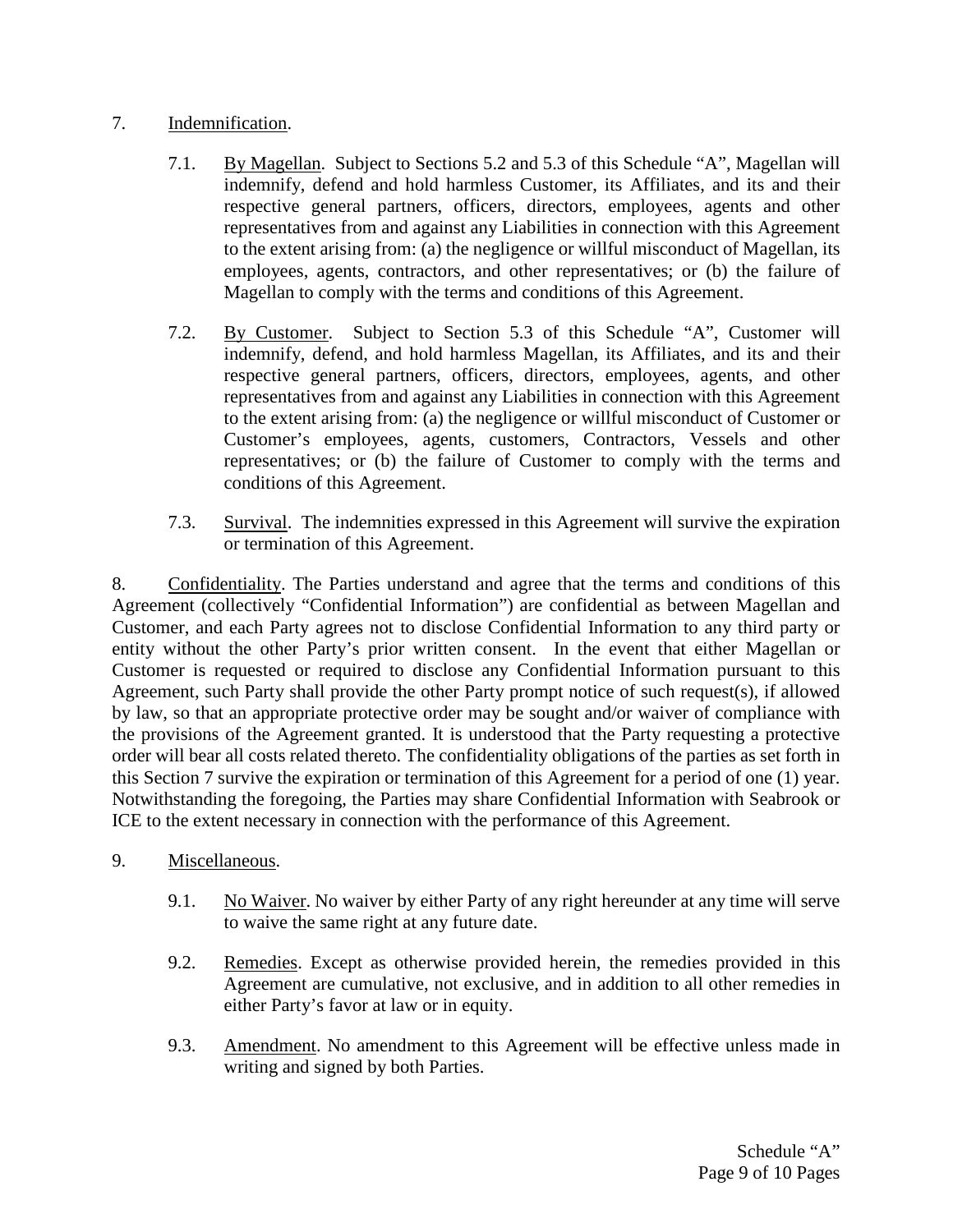7. Indemnification.

   7.1. By Magellan. Subject to Sections 5.2 and 5.3 of this Schedule "A", Magellan will indemnify, defend and hold harmless Customer, its Affiliates, and its and their respective general partners, officers, directors, employees, agents and other representatives from and against any Liabilities in connection with this Agreement to the extent arising from: (a) the negligence or willful misconduct of Magellan, its employees, agents, contractors, and other representatives; or (b) the failure of Magellan to comply with the terms and conditions of this Agreement.

   7.2. By Customer. Subject to Section 5.3 of this Schedule "A", Customer will indemnify, defend, and hold harmless Magellan, its Affiliates, and its and their respective general partners, officers, directors, employees, agents, and other representatives from and against any Liabilities in connection with this Agreement to the extent arising from: (a) the negligence or willful misconduct of Customer or Customer's employees, agents, customers, Contractors, Vessels and other representatives; or (b) the failure of Customer to comply with the terms and conditions of this Agreement.

   7.3. Survival. The indemnities expressed in this Agreement will survive the expiration or termination of this Agreement.

8. Confidentiality. The Parties understand and agree that the terms and conditions of this Agreement (collectively "Confidential Information") are confidential as between Magellan and Customer, and each Party agrees not to disclose Confidential Information to any third party or entity without the other Party's prior written consent. In the event that either Magellan or Customer is requested or required to disclose any Confidential Information pursuant to this Agreement, such Party shall provide the other Party prompt notice of such request(s), if allowed by law, so that an appropriate protective order may be sought and/or waiver of compliance with the provisions of the Agreement granted. It is understood that the Party requesting a protective order will bear all costs related thereto. The confidentiality obligations of the parties as set forth in this Section 7 survive the expiration or termination of this Agreement for a period of one (1) year. Notwithstanding the foregoing, the Parties may share Confidential Information with Seabrook or ICE to the extent necessary in connection with the performance of this Agreement.

9. Miscellaneous.

   9.1. No Waiver. No waiver by either Party of any right hereunder at any time will serve to waive the same right at any future date.

   9.2. Remedies. Except as otherwise provided herein, the remedies provided in this Agreement are cumulative, not exclusive, and in addition to all other remedies in either Party's favor at law or in equity.

   9.3. Amendment. No amendment to this Agreement will be effective unless made in writing and signed by both Parties.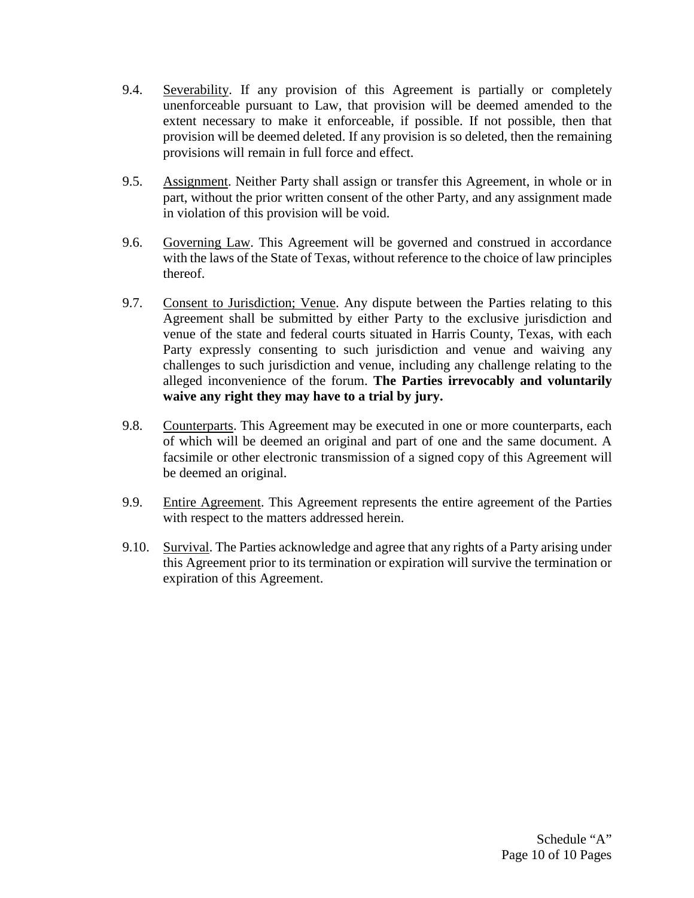9.4. Severability. If any provision of this Agreement is partially or completely unenforceable pursuant to Law, that provision will be deemed amended to the extent necessary to make it enforceable, if possible. If not possible, then that provision will be deemed deleted. If any provision is so deleted, then the remaining provisions will remain in full force and effect.

9.5. Assignment. Neither Party shall assign or transfer this Agreement, in whole or in part, without the prior written consent of the other Party, and any assignment made in violation of this provision will be void.

9.6. Governing Law. This Agreement will be governed and construed in accordance with the laws of the State of Texas, without reference to the choice of law principles thereof.

9.7. Consent to Jurisdiction; Venue. Any dispute between the Parties relating to this Agreement shall be submitted by either Party to the exclusive jurisdiction and venue of the state and federal courts situated in Harris County, Texas, with each Party expressly consenting to such jurisdiction and venue and waiving any challenges to such jurisdiction and venue, including any challenge relating to the alleged inconvenience of the forum. **The Parties irrevocably and voluntarily waive any right they may have to a trial by jury.**

9.8. Counterparts. This Agreement may be executed in one or more counterparts, each of which will be deemed an original and part of one and the same document. A facsimile or other electronic transmission of a signed copy of this Agreement will be deemed an original.

9.9. Entire Agreement. This Agreement represents the entire agreement of the Parties with respect to the matters addressed herein.

9.10. Survival. The Parties acknowledge and agree that any rights of a Party arising under this Agreement prior to its termination or expiration will survive the termination or expiration of this Agreement.

Schedule "A"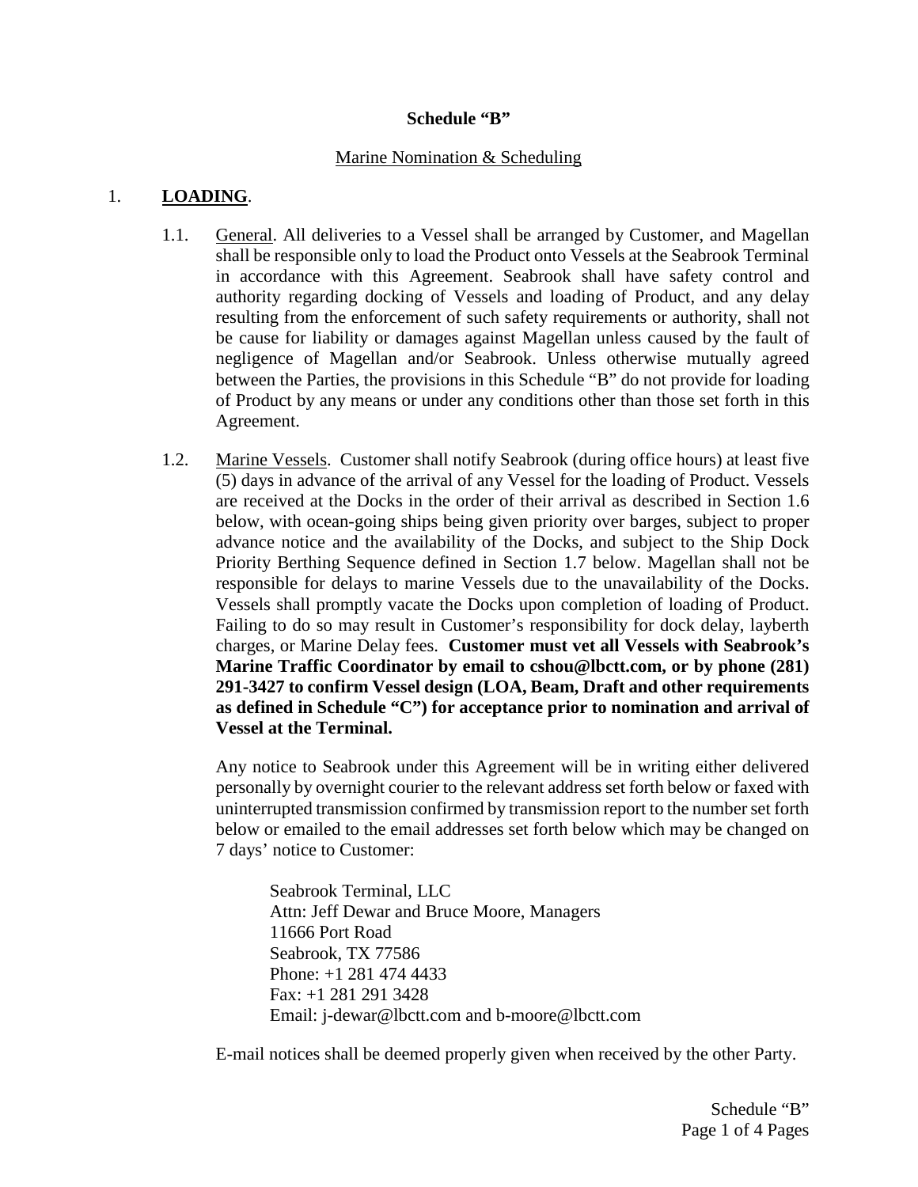**Schedule "B"**

Marine Nomination & Scheduling

1. **LOADING**.

1.1. General. All deliveries to a Vessel shall be arranged by Customer, and Magellan shall be responsible only to load the Product onto Vessels at the Seabrook Terminal in accordance with this Agreement. Seabrook shall have safety control and authority regarding docking of Vessels and loading of Product, and any delay resulting from the enforcement of such safety requirements or authority, shall not be cause for liability or damages against Magellan unless caused by the fault of negligence of Magellan and/or Seabrook. Unless otherwise mutually agreed between the Parties, the provisions in this Schedule "B" do not provide for loading of Product by any means or under any conditions other than those set forth in this Agreement.

1.2. Marine Vessels. Customer shall notify Seabrook (during office hours) at least five (5) days in advance of the arrival of any Vessel for the loading of Product. Vessels are received at the Docks in the order of their arrival as described in Section 1.6 below, with ocean-going ships being given priority over barges, subject to proper advance notice and the availability of the Docks, and subject to the Ship Dock Priority Berthing Sequence defined in Section 1.7 below. Magellan shall not be responsible for delays to marine Vessels due to the unavailability of the Docks. Vessels shall promptly vacate the Docks upon completion of loading of Product. Failing to do so may result in Customer's responsibility for dock delay, layberth charges, or Marine Delay fees. **Customer must vet all Vessels with Seabrook's Marine Traffic Coordinator by email to cshou@lbctt.com, or by phone (281) 291-3427 to confirm Vessel design (LOA, Beam, Draft and other requirements as defined in Schedule "C") for acceptance prior to nomination and arrival of Vessel at the Terminal.**

Any notice to Seabrook under this Agreement will be in writing either delivered personally by overnight courier to the relevant address set forth below or faxed with uninterrupted transmission confirmed by transmission report to the number set forth below or emailed to the email addresses set forth below which may be changed on 7 days' notice to Customer:

Seabrook Terminal, LLC
Attn: Jeff Dewar and Bruce Moore, Managers
11666 Port Road
Seabrook, TX 77586
Phone: +1 281 474 4433
Fax: +1 281 291 3428
Email: j-dewar@lbctt.com and b-moore@lbctt.com

E-mail notices shall be deemed properly given when received by the other Party.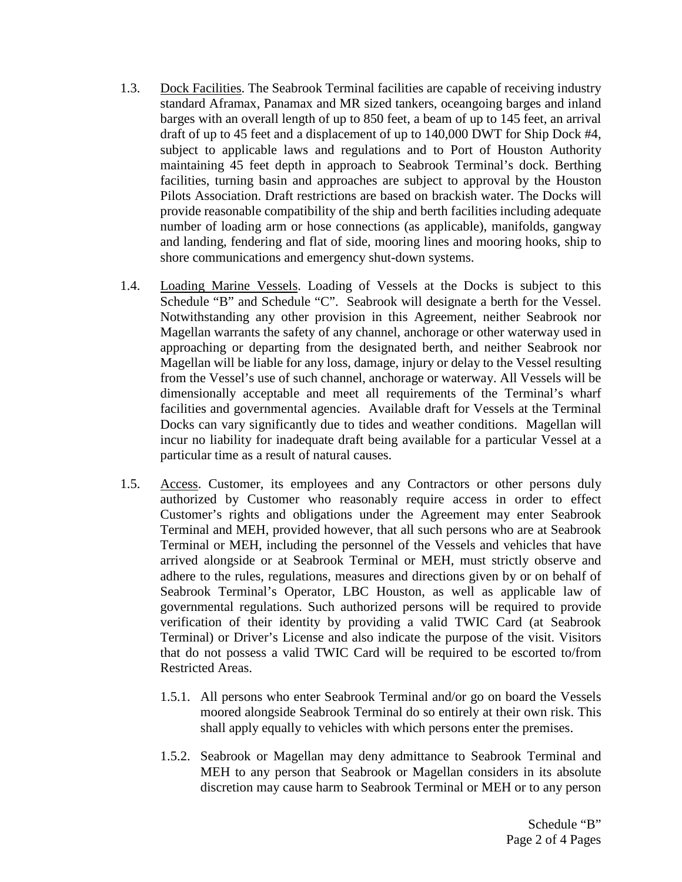1.3. Dock Facilities. The Seabrook Terminal facilities are capable of receiving industry standard Aframax, Panamax and MR sized tankers, oceangoing barges and inland barges with an overall length of up to 850 feet, a beam of up to 145 feet, an arrival draft of up to 45 feet and a displacement of up to 140,000 DWT for Ship Dock #4, subject to applicable laws and regulations and to Port of Houston Authority maintaining 45 feet depth in approach to Seabrook Terminal's dock. Berthing facilities, turning basin and approaches are subject to approval by the Houston Pilots Association. Draft restrictions are based on brackish water. The Docks will provide reasonable compatibility of the ship and berth facilities including adequate number of loading arm or hose connections (as applicable), manifolds, gangway and landing, fendering and flat of side, mooring lines and mooring hooks, ship to shore communications and emergency shut-down systems.

1.4. Loading Marine Vessels. Loading of Vessels at the Docks is subject to this Schedule "B" and Schedule "C". Seabrook will designate a berth for the Vessel. Notwithstanding any other provision in this Agreement, neither Seabrook nor Magellan warrants the safety of any channel, anchorage or other waterway used in approaching or departing from the designated berth, and neither Seabrook nor Magellan will be liable for any loss, damage, injury or delay to the Vessel resulting from the Vessel's use of such channel, anchorage or waterway. All Vessels will be dimensionally acceptable and meet all requirements of the Terminal's wharf facilities and governmental agencies. Available draft for Vessels at the Terminal Docks can vary significantly due to tides and weather conditions. Magellan will incur no liability for inadequate draft being available for a particular Vessel at a particular time as a result of natural causes.

1.5. Access. Customer, its employees and any Contractors or other persons duly authorized by Customer who reasonably require access in order to effect Customer's rights and obligations under the Agreement may enter Seabrook Terminal and MEH, provided however, that all such persons who are at Seabrook Terminal or MEH, including the personnel of the Vessels and vehicles that have arrived alongside or at Seabrook Terminal or MEH, must strictly observe and adhere to the rules, regulations, measures and directions given by or on behalf of Seabrook Terminal's Operator, LBC Houston, as well as applicable law of governmental regulations. Such authorized persons will be required to provide verification of their identity by providing a valid TWIC Card (at Seabrook Terminal) or Driver's License and also indicate the purpose of the visit. Visitors that do not possess a valid TWIC Card will be required to be escorted to/from Restricted Areas.

1.5.1. All persons who enter Seabrook Terminal and/or go on board the Vessels moored alongside Seabrook Terminal do so entirely at their own risk. This shall apply equally to vehicles with which persons enter the premises.

1.5.2. Seabrook or Magellan may deny admittance to Seabrook Terminal and MEH to any person that Seabrook or Magellan considers in its absolute discretion may cause harm to Seabrook Terminal or MEH or to any person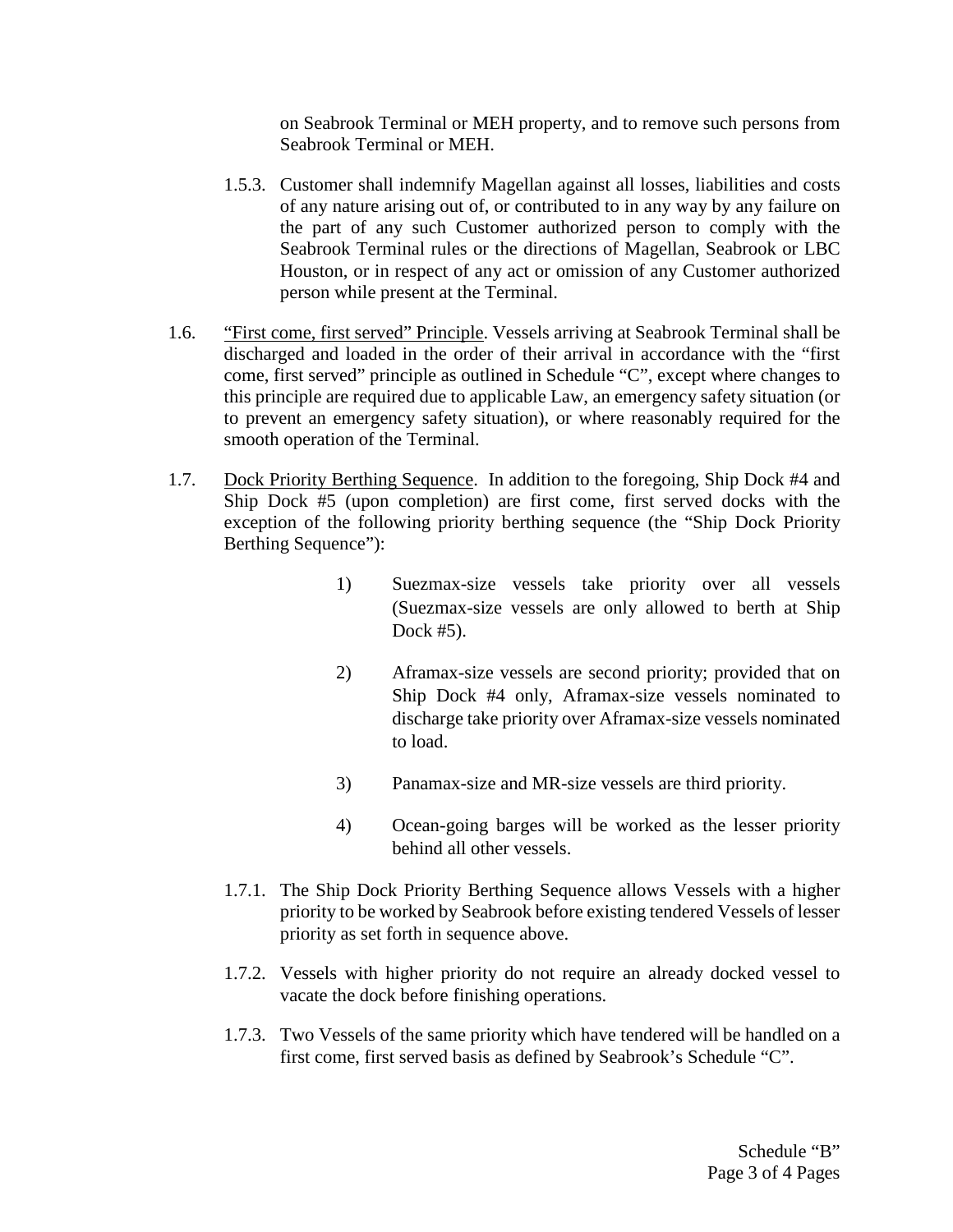on Seabrook Terminal or MEH property, and to remove such persons from Seabrook Terminal or MEH.

1.5.3. Customer shall indemnify Magellan against all losses, liabilities and costs of any nature arising out of, or contributed to in any way by any failure on the part of any such Customer authorized person to comply with the Seabrook Terminal rules or the directions of Magellan, Seabrook or LBC Houston, or in respect of any act or omission of any Customer authorized person while present at the Terminal.

1.6. <u>"First come, first served" Principle</u>. Vessels arriving at Seabrook Terminal shall be discharged and loaded in the order of their arrival in accordance with the "first come, first served" principle as outlined in Schedule "C", except where changes to this principle are required due to applicable Law, an emergency safety situation (or to prevent an emergency safety situation), or where reasonably required for the smooth operation of the Terminal.

1.7. <u>Dock Priority Berthing Sequence</u>. In addition to the foregoing, Ship Dock #4 and Ship Dock #5 (upon completion) are first come, first served docks with the exception of the following priority berthing sequence (the "Ship Dock Priority Berthing Sequence"):

1) Suezmax-size vessels take priority over all vessels (Suezmax-size vessels are only allowed to berth at Ship Dock #5).

2) Aframax-size vessels are second priority; provided that on Ship Dock #4 only, Aframax-size vessels nominated to discharge take priority over Aframax-size vessels nominated to load.

3) Panamax-size and MR-size vessels are third priority.

4) Ocean-going barges will be worked as the lesser priority behind all other vessels.

1.7.1. The Ship Dock Priority Berthing Sequence allows Vessels with a higher priority to be worked by Seabrook before existing tendered Vessels of lesser priority as set forth in sequence above.

1.7.2. Vessels with higher priority do not require an already docked vessel to vacate the dock before finishing operations.

1.7.3. Two Vessels of the same priority which have tendered will be handled on a first come, first served basis as defined by Seabrook's Schedule "C".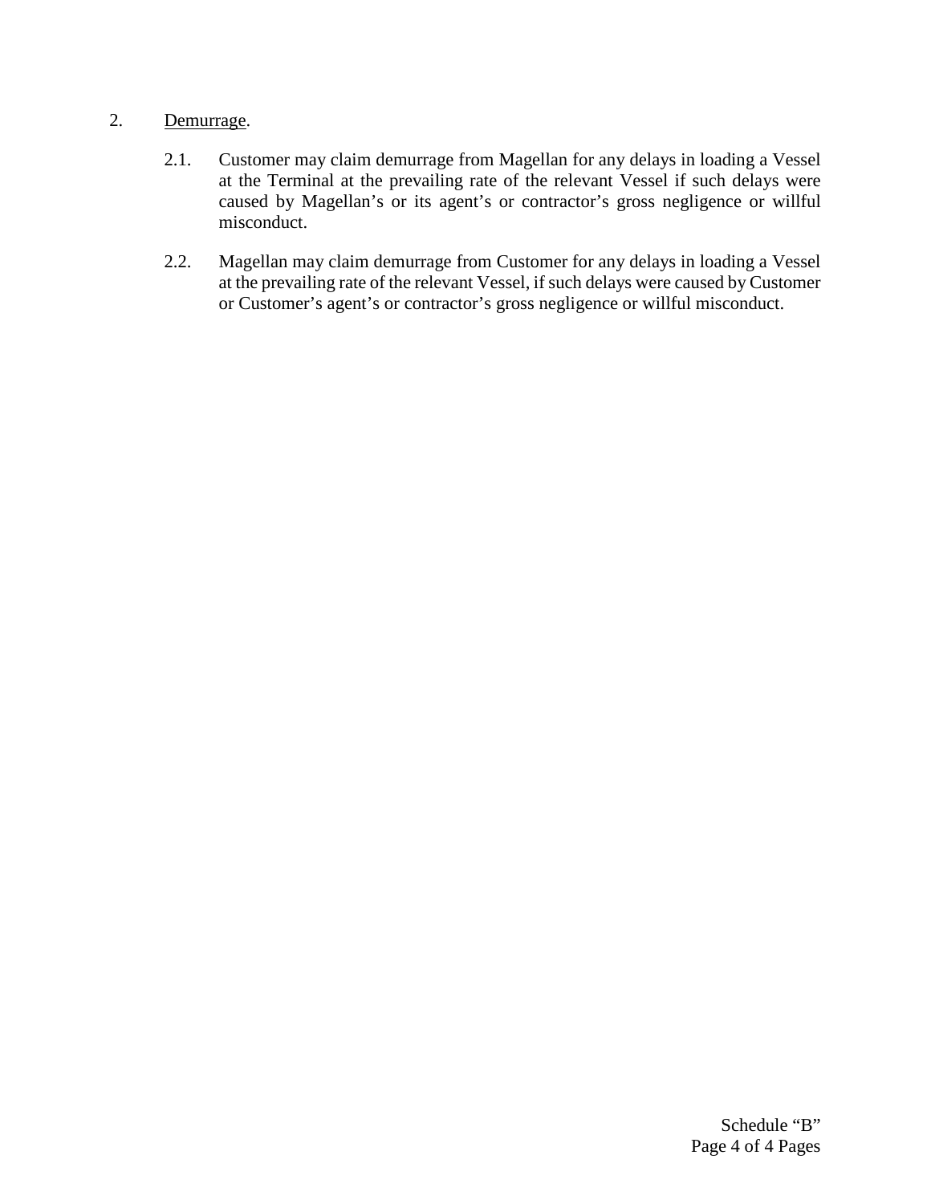2. Demurrage.

   2.1. Customer may claim demurrage from Magellan for any delays in loading a Vessel at the Terminal at the prevailing rate of the relevant Vessel if such delays were caused by Magellan's or its agent's or contractor's gross negligence or willful misconduct.

   2.2. Magellan may claim demurrage from Customer for any delays in loading a Vessel at the prevailing rate of the relevant Vessel, if such delays were caused by Customer or Customer's agent's or contractor's gross negligence or willful misconduct.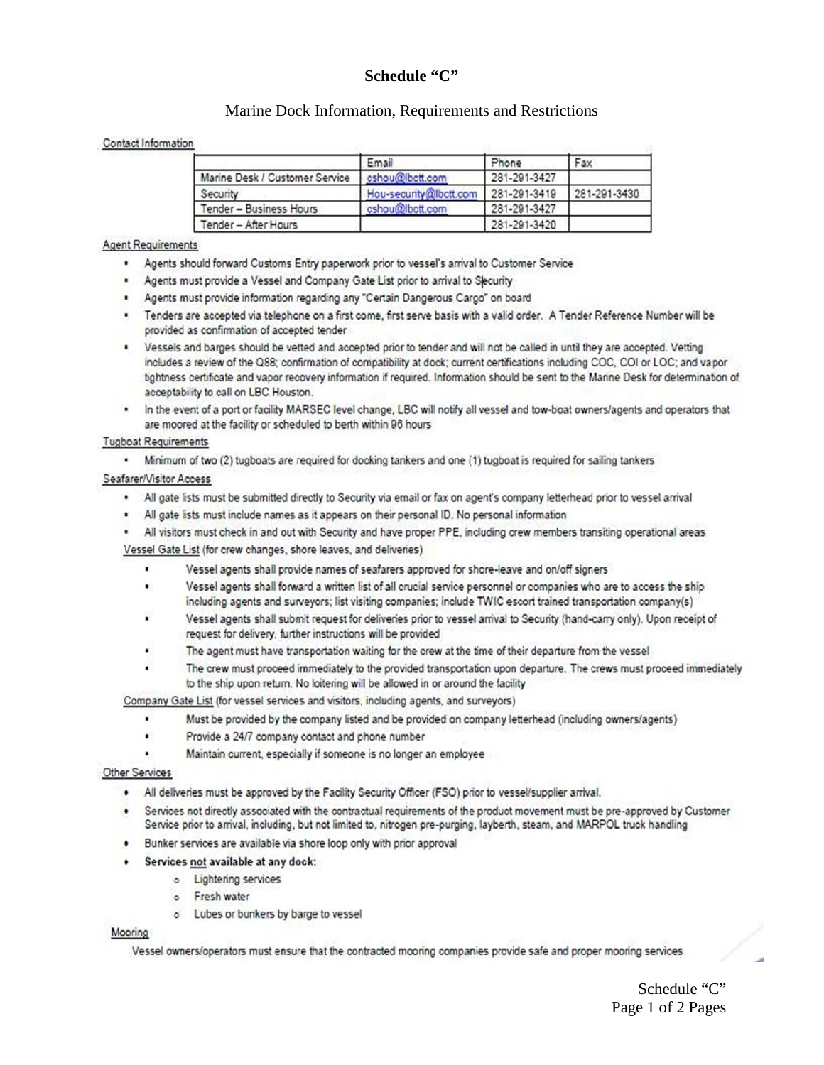# Schedule "C"

## Marine Dock Information, Requirements and Restrictions

Contact Information

| | Email | Phone | Fax |
|---|---|---|---|
| Marine Desk / Customer Service | cshou@lbctt.com | 281-291-3427 | |
| Security | Hou-security@lbctt.com | 281-291-3419 | 281-291-3430 |
| Tender – Business Hours | cshou@lbctt.com | 281-291-3427 | |
| Tender – After Hours | | 281-291-3420 | |

Agent Requirements

- Agents should forward Customs Entry paperwork prior to vessel's arrival to Customer Service
- Agents must provide a Vessel and Company Gate List prior to arrival to Security
- Agents must provide information regarding any "Certain Dangerous Cargo" on board
- Tenders are accepted via telephone on a first come, first serve basis with a valid order. A Tender Reference Number will be provided as confirmation of accepted tender
- Vessels and barges should be vetted and accepted prior to tender and will not be called in until they are accepted. Vetting includes a review of the Q88; confirmation of compatibility at dock; current certifications including COC, COI or LOC; and vapor tightness certificate and vapor recovery information if required. Information should be sent to the Marine Desk for determination of acceptability to call on LBC Houston.
- In the event of a port or facility MARSEC level change, LBC will notify all vessel and tow-boat owners/agents and operators that are moored at the facility or scheduled to berth within 96 hours

Tugboat Requirements

- Minimum of two (2) tugboats are required for docking tankers and one (1) tugboat is required for sailing tankers

Seafarer/Visitor Access

- All gate lists must be submitted directly to Security via email or fax on agent's company letterhead prior to vessel arrival
- All gate lists must include names as it appears on their personal ID. No personal information
- All visitors must check in and out with Security and have proper PPE, including crew members transiting operational areas

Vessel Gate List (for crew changes, shore leaves, and deliveries)

- Vessel agents shall provide names of seafarers approved for shore-leave and on/off signers
- Vessel agents shall forward a written list of all crucial service personnel or companies who are to access the ship including agents and surveyors; list visiting companies; include TWIC escort trained transportation company(s)
- Vessel agents shall submit request for deliveries prior to vessel arrival to Security (hand-carry only). Upon receipt of request for delivery, further instructions will be provided
- The agent must have transportation waiting for the crew at the time of their departure from the vessel
- The crew must proceed immediately to the provided transportation upon departure. The crews must proceed immediately to the ship upon return. No loitering will be allowed in or around the facility

Company Gate List (for vessel services and visitors, including agents, and surveyors)

- Must be provided by the company listed and be provided on company letterhead (including owners/agents)
- Provide a 24/7 company contact and phone number
- Maintain current, especially if someone is no longer an employee

Other Services

- All deliveries must be approved by the Facility Security Officer (FSO) prior to vessel/supplier arrival.
- Services not directly associated with the contractual requirements of the product movement must be pre-approved by Customer Service prior to arrival, including, but not limited to, nitrogen pre-purging, layberth, steam, and MARPOL truck handling
- Bunker services are available via shore loop only with prior approval
- **Services not available at any dock:**
  - Lightering services
  - Fresh water
  - Lubes or bunkers by barge to vessel

Mooring

Vessel owners/operators must ensure that the contracted mooring companies provide safe and proper mooring services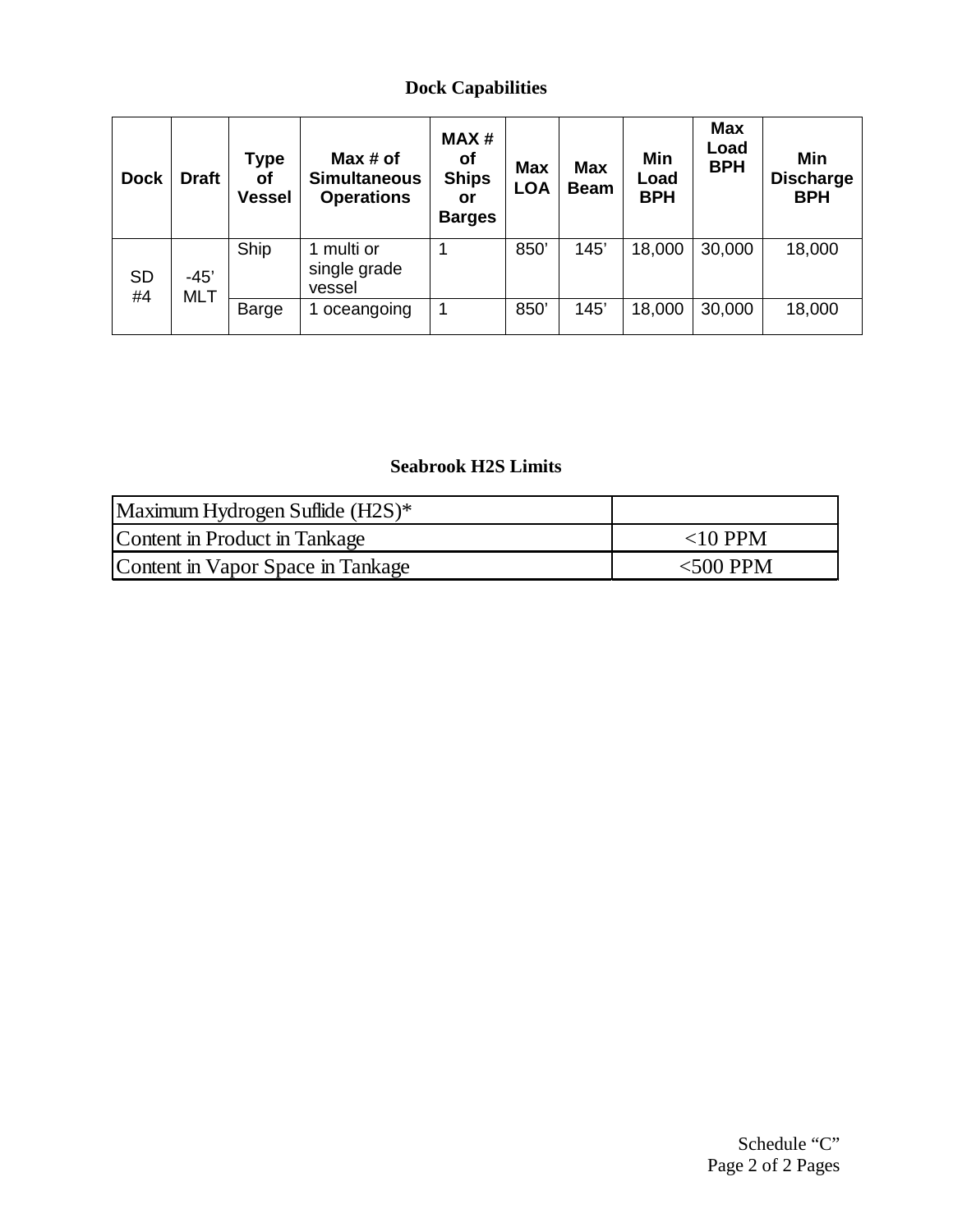## Dock Capabilities

| Dock | Draft | Type of Vessel | Max # of Simultaneous Operations | MAX # of Ships or Barges | Max LOA | Max Beam | Min Load BPH | Max Load BPH | Min Discharge BPH |
|---|---|---|---|---|---|---|---|---|---|
| SD #4 | -45' MLT | Ship | 1 multi or single grade vessel | 1 | 850' | 145' | 18,000 | 30,000 | 18,000 |
| | | Barge | 1 oceangoing | 1 | 850' | 145' | 18,000 | 30,000 | 18,000 |

## Seabrook H2S Limits

| Maximum Hydrogen Suflide (H2S)* | |
|---|---|
| Content in Product in Tankage | <10 PPM |
| Content in Vapor Space in Tankage | <500 PPM |

Schedule "C"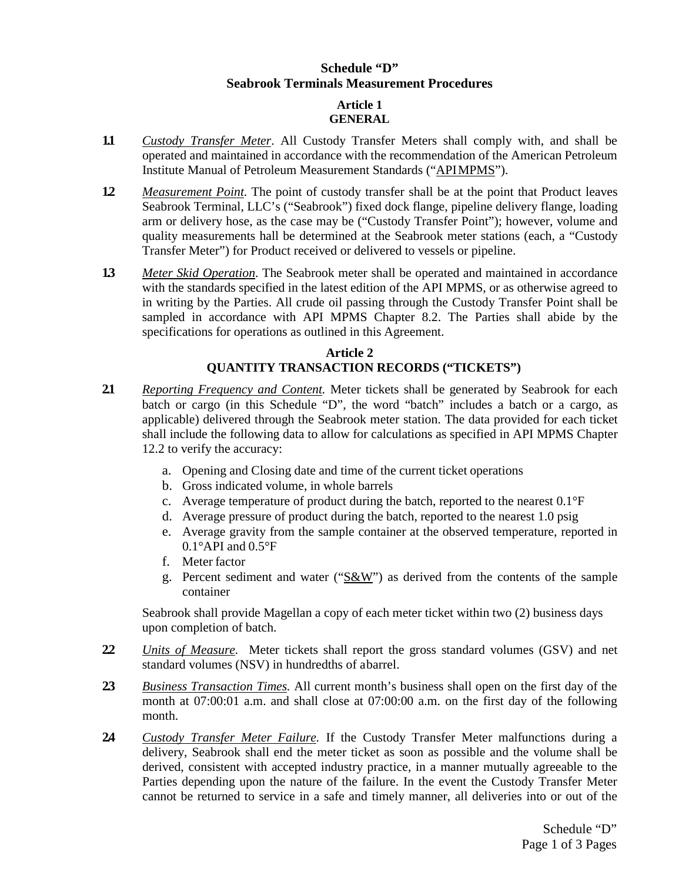**Schedule "D"**
**Seabrook Terminals Measurement Procedures**

**Article 1**
**GENERAL**

**1.1** *Custody Transfer Meter*. All Custody Transfer Meters shall comply with, and shall be operated and maintained in accordance with the recommendation of the American Petroleum Institute Manual of Petroleum Measurement Standards ("API MPMS").

**1.2** *Measurement Point*. The point of custody transfer shall be at the point that Product leaves Seabrook Terminal, LLC's ("Seabrook") fixed dock flange, pipeline delivery flange, loading arm or delivery hose, as the case may be ("Custody Transfer Point"); however, volume and quality measurements hall be determined at the Seabrook meter stations (each, a "Custody Transfer Meter") for Product received or delivered to vessels or pipeline.

**1.3** *Meter Skid Operation*. The Seabrook meter shall be operated and maintained in accordance with the standards specified in the latest edition of the API MPMS, or as otherwise agreed to in writing by the Parties. All crude oil passing through the Custody Transfer Point shall be sampled in accordance with API MPMS Chapter 8.2. The Parties shall abide by the specifications for operations as outlined in this Agreement.

**Article 2**
**QUANTITY TRANSACTION RECORDS ("TICKETS")**

**2.1** *Reporting Frequency and Content.* Meter tickets shall be generated by Seabrook for each batch or cargo (in this Schedule "D", the word "batch" includes a batch or a cargo, as applicable) delivered through the Seabrook meter station. The data provided for each ticket shall include the following data to allow for calculations as specified in API MPMS Chapter 12.2 to verify the accuracy:

a. Opening and Closing date and time of the current ticket operations
b. Gross indicated volume, in whole barrels
c. Average temperature of product during the batch, reported to the nearest 0.1°F
d. Average pressure of product during the batch, reported to the nearest 1.0 psig
e. Average gravity from the sample container at the observed temperature, reported in 0.1°API and 0.5°F
f. Meter factor
g. Percent sediment and water ("S&W") as derived from the contents of the sample container

Seabrook shall provide Magellan a copy of each meter ticket within two (2) business days upon completion of batch.

**2.2** *Units of Measure.* Meter tickets shall report the gross standard volumes (GSV) and net standard volumes (NSV) in hundredths of a barrel.

**2.3** *Business Transaction Times.* All current month's business shall open on the first day of the month at 07:00:01 a.m. and shall close at 07:00:00 a.m. on the first day of the following month.

**2.4** *Custody Transfer Meter Failure.* If the Custody Transfer Meter malfunctions during a delivery, Seabrook shall end the meter ticket as soon as possible and the volume shall be derived, consistent with accepted industry practice, in a manner mutually agreeable to the Parties depending upon the nature of the failure. In the event the Custody Transfer Meter cannot be returned to service in a safe and timely manner, all deliveries into or out of the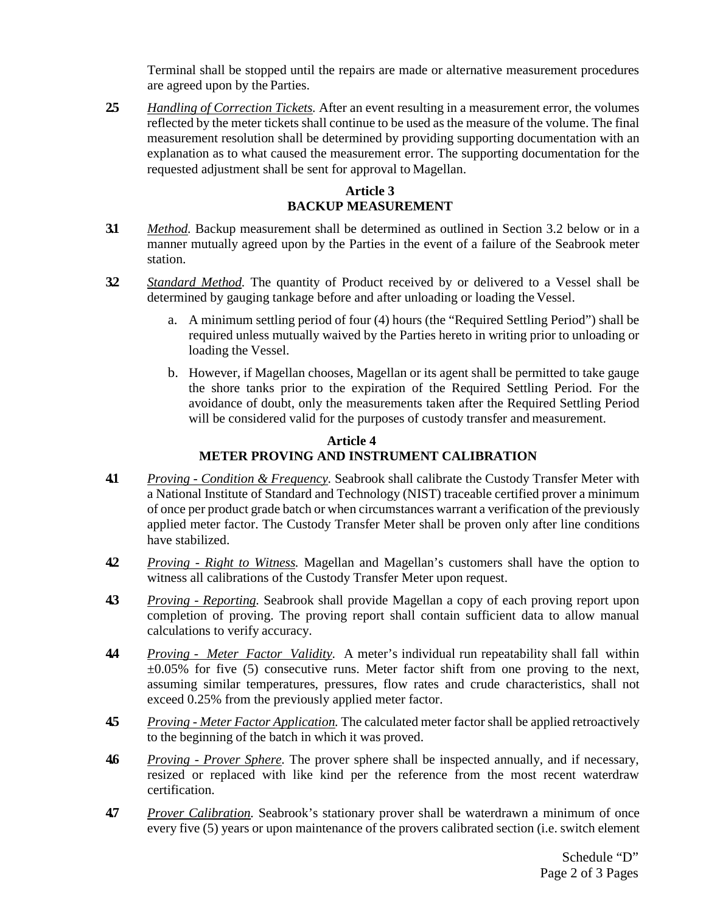Terminal shall be stopped until the repairs are made or alternative measurement procedures are agreed upon by the Parties.

**2.5** *Handling of Correction Tickets.* After an event resulting in a measurement error, the volumes reflected by the meter tickets shall continue to be used as the measure of the volume. The final measurement resolution shall be determined by providing supporting documentation with an explanation as to what caused the measurement error. The supporting documentation for the requested adjustment shall be sent for approval to Magellan.

## Article 3
## BACKUP MEASUREMENT

**3.1** *Method.* Backup measurement shall be determined as outlined in Section 3.2 below or in a manner mutually agreed upon by the Parties in the event of a failure of the Seabrook meter station.

**3.2** *Standard Method.* The quantity of Product received by or delivered to a Vessel shall be determined by gauging tankage before and after unloading or loading the Vessel.

a. A minimum settling period of four (4) hours (the "Required Settling Period") shall be required unless mutually waived by the Parties hereto in writing prior to unloading or loading the Vessel.

b. However, if Magellan chooses, Magellan or its agent shall be permitted to take gauge the shore tanks prior to the expiration of the Required Settling Period. For the avoidance of doubt, only the measurements taken after the Required Settling Period will be considered valid for the purposes of custody transfer and measurement.

## Article 4
## METER PROVING AND INSTRUMENT CALIBRATION

**4.1** *Proving - Condition & Frequency.* Seabrook shall calibrate the Custody Transfer Meter with a National Institute of Standard and Technology (NIST) traceable certified prover a minimum of once per product grade batch or when circumstances warrant a verification of the previously applied meter factor. The Custody Transfer Meter shall be proven only after line conditions have stabilized.

**4.2** *Proving - Right to Witness.* Magellan and Magellan's customers shall have the option to witness all calibrations of the Custody Transfer Meter upon request.

**4.3** *Proving - Reporting.* Seabrook shall provide Magellan a copy of each proving report upon completion of proving. The proving report shall contain sufficient data to allow manual calculations to verify accuracy.

**4.4** *Proving - Meter Factor Validity.* A meter's individual run repeatability shall fall within ±0.05% for five (5) consecutive runs. Meter factor shift from one proving to the next, assuming similar temperatures, pressures, flow rates and crude characteristics, shall not exceed 0.25% from the previously applied meter factor.

**4.5** *Proving - Meter Factor Application.* The calculated meter factor shall be applied retroactively to the beginning of the batch in which it was proved.

**4.6** *Proving - Prover Sphere.* The prover sphere shall be inspected annually, and if necessary, resized or replaced with like kind per the reference from the most recent waterdraw certification.

**4.7** *Prover Calibration.* Seabrook's stationary prover shall be waterdrawn a minimum of once every five (5) years or upon maintenance of the provers calibrated section (i.e. switch element

Schedule "D"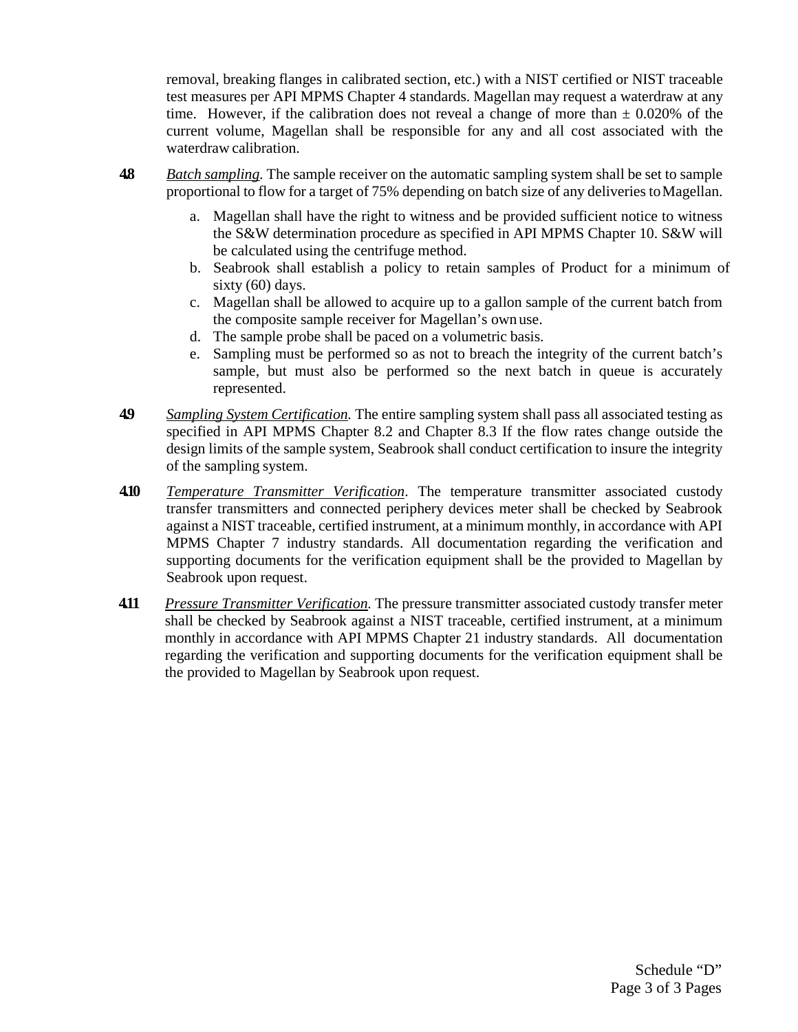removal, breaking flanges in calibrated section, etc.) with a NIST certified or NIST traceable test measures per API MPMS Chapter 4 standards. Magellan may request a waterdraw at any time. However, if the calibration does not reveal a change of more than ± 0.020% of the current volume, Magellan shall be responsible for any and all cost associated with the waterdraw calibration.

**4.8** *Batch sampling.* The sample receiver on the automatic sampling system shall be set to sample proportional to flow for a target of 75% depending on batch size of any deliveries to Magellan.

a. Magellan shall have the right to witness and be provided sufficient notice to witness the S&W determination procedure as specified in API MPMS Chapter 10. S&W will be calculated using the centrifuge method.
b. Seabrook shall establish a policy to retain samples of Product for a minimum of sixty (60) days.
c. Magellan shall be allowed to acquire up to a gallon sample of the current batch from the composite sample receiver for Magellan's own use.
d. The sample probe shall be paced on a volumetric basis.
e. Sampling must be performed so as not to breach the integrity of the current batch's sample, but must also be performed so the next batch in queue is accurately represented.

**4.9** *Sampling System Certification.* The entire sampling system shall pass all associated testing as specified in API MPMS Chapter 8.2 and Chapter 8.3 If the flow rates change outside the design limits of the sample system, Seabrook shall conduct certification to insure the integrity of the sampling system.

**4.10** *Temperature Transmitter Verification*. The temperature transmitter associated custody transfer transmitters and connected periphery devices meter shall be checked by Seabrook against a NIST traceable, certified instrument, at a minimum monthly, in accordance with API MPMS Chapter 7 industry standards. All documentation regarding the verification and supporting documents for the verification equipment shall be the provided to Magellan by Seabrook upon request.

**4.11** *Pressure Transmitter Verification.* The pressure transmitter associated custody transfer meter shall be checked by Seabrook against a NIST traceable, certified instrument, at a minimum monthly in accordance with API MPMS Chapter 21 industry standards. All documentation regarding the verification and supporting documents for the verification equipment shall be the provided to Magellan by Seabrook upon request.

Schedule "D"